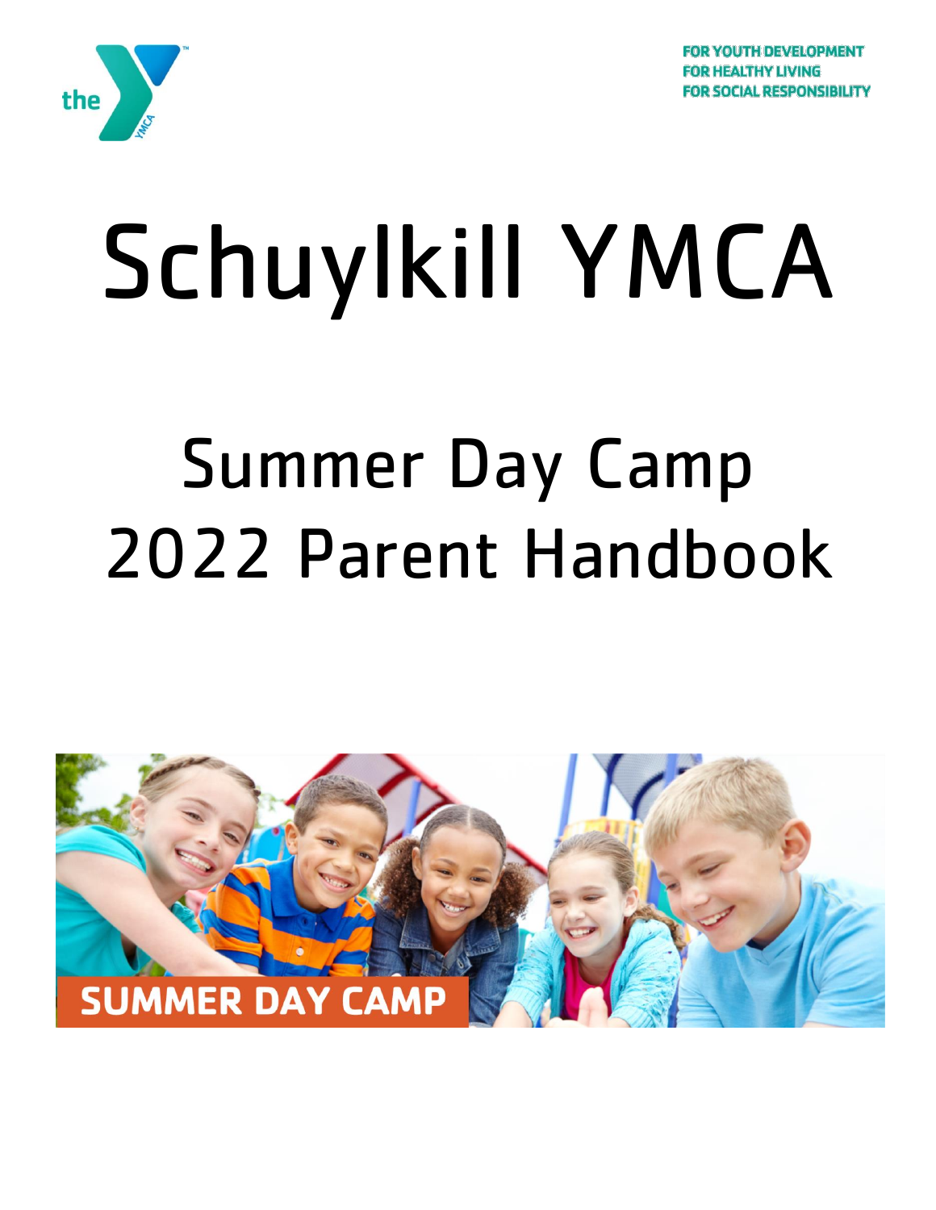FOR YOUTH DEVELOPMENT
FOR HEALTHY LIVING
FOR SOCIAL RESPONSIBILITY

# Schuylkill YMCA

# Summer Day Camp 2022 Parent Handbook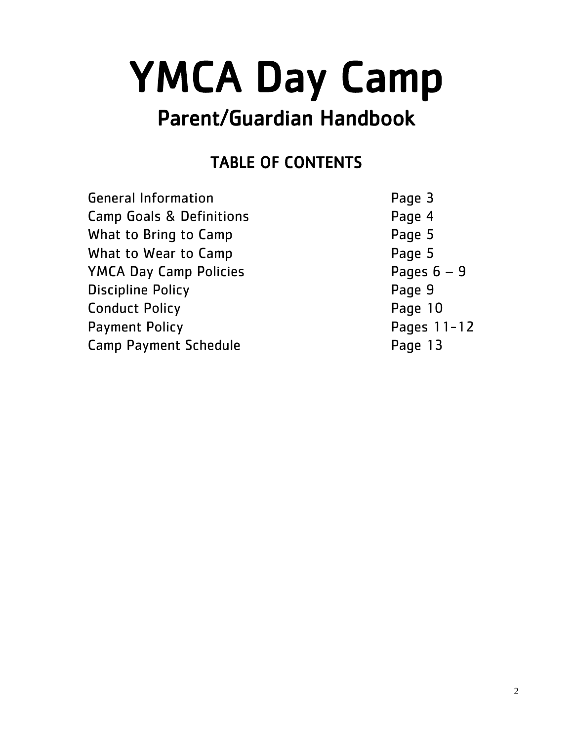# YMCA Day Camp

## Parent/Guardian Handbook

### TABLE OF CONTENTS

| | |
|---|---|
| General Information | Page 3 |
| Camp Goals & Definitions | Page 4 |
| What to Bring to Camp | Page 5 |
| What to Wear to Camp | Page 5 |
| YMCA Day Camp Policies | Pages 6 – 9 |
| Discipline Policy | Page 9 |
| Conduct Policy | Page 10 |
| Payment Policy | Pages 11-12 |
| Camp Payment Schedule | Page 13 |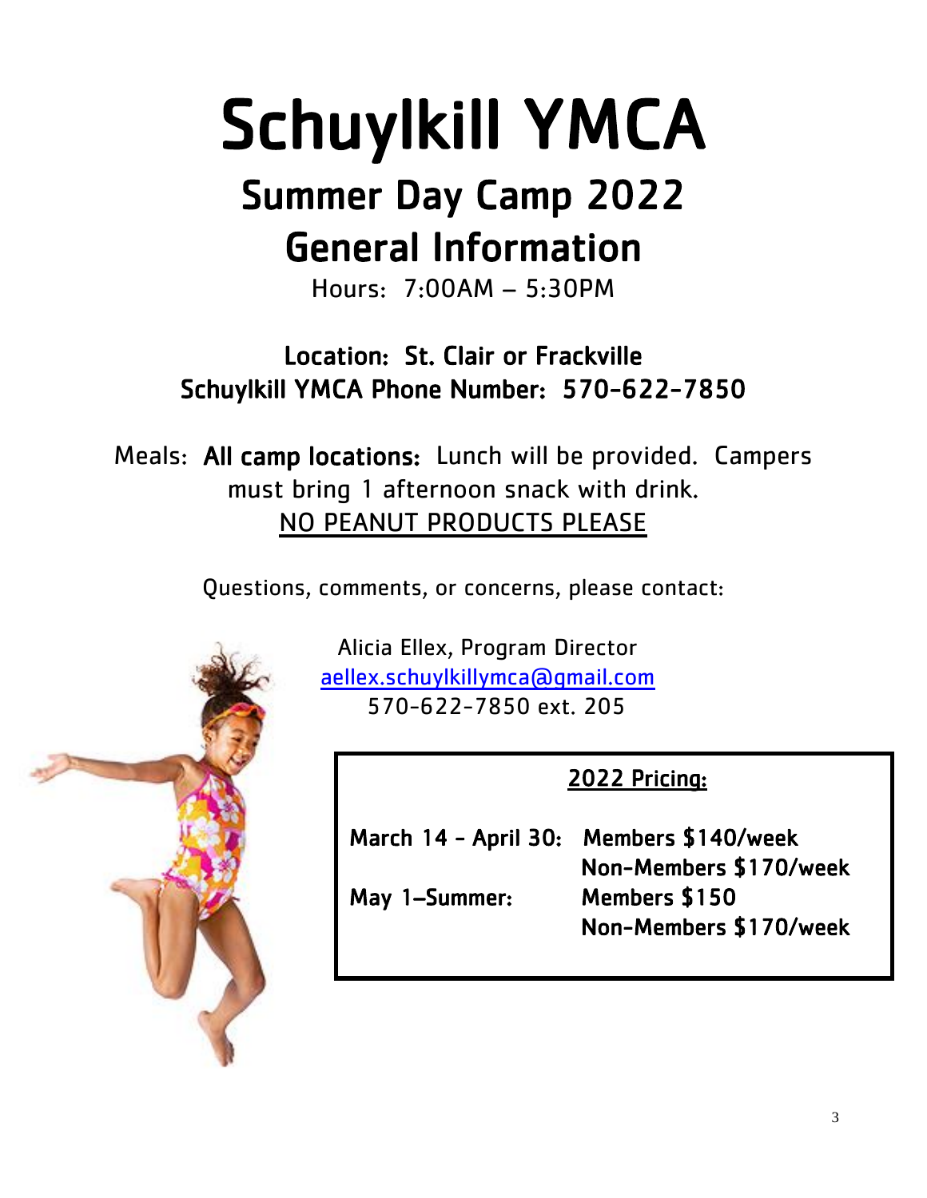# Schuylkill YMCA

## Summer Day Camp 2022

## General Information

Hours: 7:00AM – 5:30PM

**Location: St. Clair or Frackville**

**Schuylkill YMCA Phone Number: 570-622-7850**

Meals: **All camp locations:** Lunch will be provided. Campers must bring 1 afternoon snack with drink.

NO PEANUT PRODUCTS PLEASE

Questions, comments, or concerns, please contact:

Alicia Ellex, Program Director
aellex.schuylkillymca@gmail.com
570-622-7850 ext. 205

**2022 Pricing:**

| | |
|---|---|
| **March 14 - April 30:** | **Members $140/week** |
| | **Non-Members $170/week** |
| **May 1–Summer:** | **Members $150** |
| | **Non-Members $170/week** |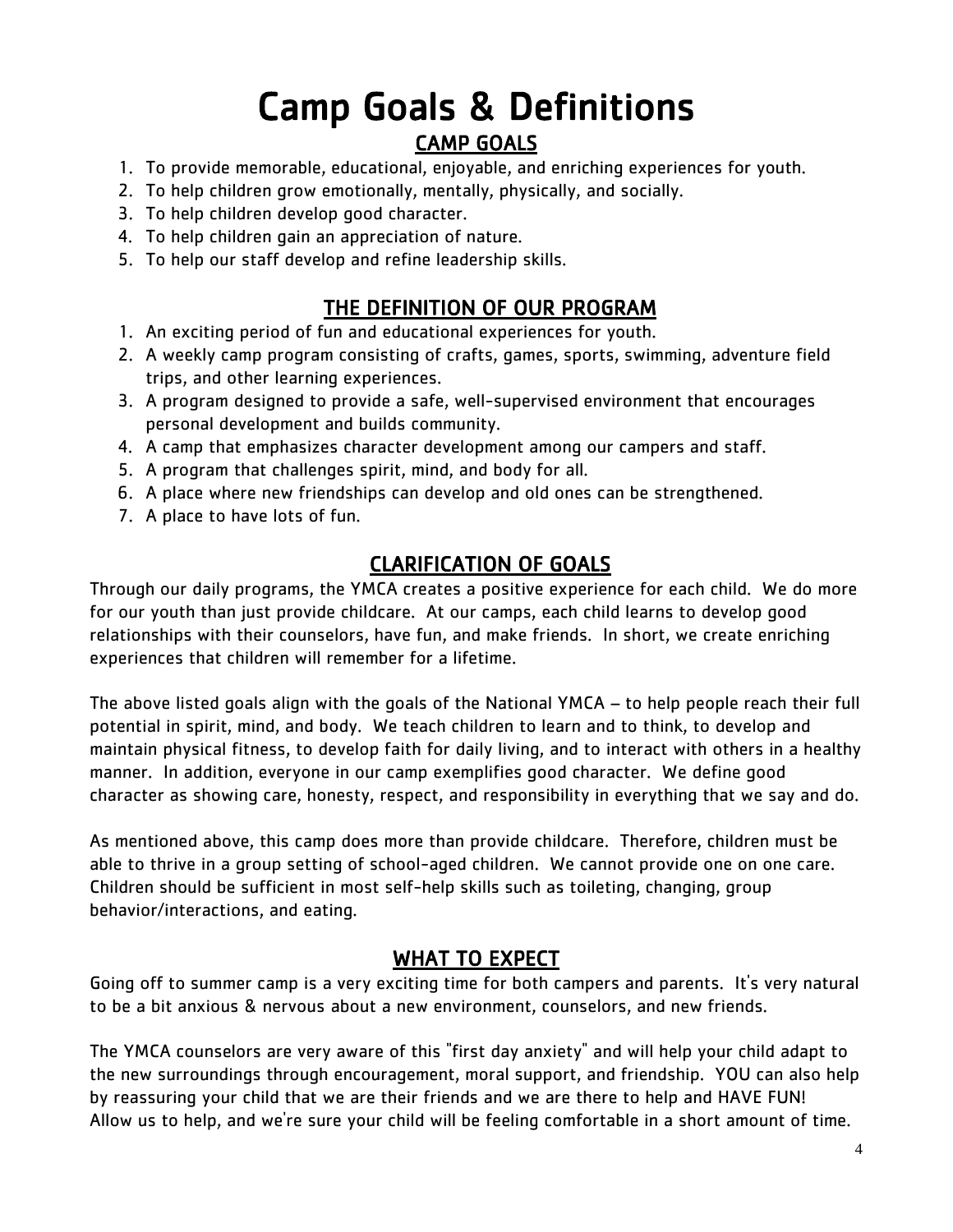# Camp Goals & Definitions

## CAMP GOALS

1. To provide memorable, educational, enjoyable, and enriching experiences for youth.
2. To help children grow emotionally, mentally, physically, and socially.
3. To help children develop good character.
4. To help children gain an appreciation of nature.
5. To help our staff develop and refine leadership skills.

## THE DEFINITION OF OUR PROGRAM

1. An exciting period of fun and educational experiences for youth.
2. A weekly camp program consisting of crafts, games, sports, swimming, adventure field trips, and other learning experiences.
3. A program designed to provide a safe, well-supervised environment that encourages personal development and builds community.
4. A camp that emphasizes character development among our campers and staff.
5. A program that challenges spirit, mind, and body for all.
6. A place where new friendships can develop and old ones can be strengthened.
7. A place to have lots of fun.

## CLARIFICATION OF GOALS

Through our daily programs, the YMCA creates a positive experience for each child. We do more for our youth than just provide childcare. At our camps, each child learns to develop good relationships with their counselors, have fun, and make friends. In short, we create enriching experiences that children will remember for a lifetime.

The above listed goals align with the goals of the National YMCA – to help people reach their full potential in spirit, mind, and body. We teach children to learn and to think, to develop and maintain physical fitness, to develop faith for daily living, and to interact with others in a healthy manner. In addition, everyone in our camp exemplifies good character. We define good character as showing care, honesty, respect, and responsibility in everything that we say and do.

As mentioned above, this camp does more than provide childcare. Therefore, children must be able to thrive in a group setting of school-aged children. We cannot provide one on one care. Children should be sufficient in most self-help skills such as toileting, changing, group behavior/interactions, and eating.

## WHAT TO EXPECT

Going off to summer camp is a very exciting time for both campers and parents. It's very natural to be a bit anxious & nervous about a new environment, counselors, and new friends.

The YMCA counselors are very aware of this "first day anxiety" and will help your child adapt to the new surroundings through encouragement, moral support, and friendship. YOU can also help by reassuring your child that we are their friends and we are there to help and HAVE FUN! Allow us to help, and we're sure your child will be feeling comfortable in a short amount of time.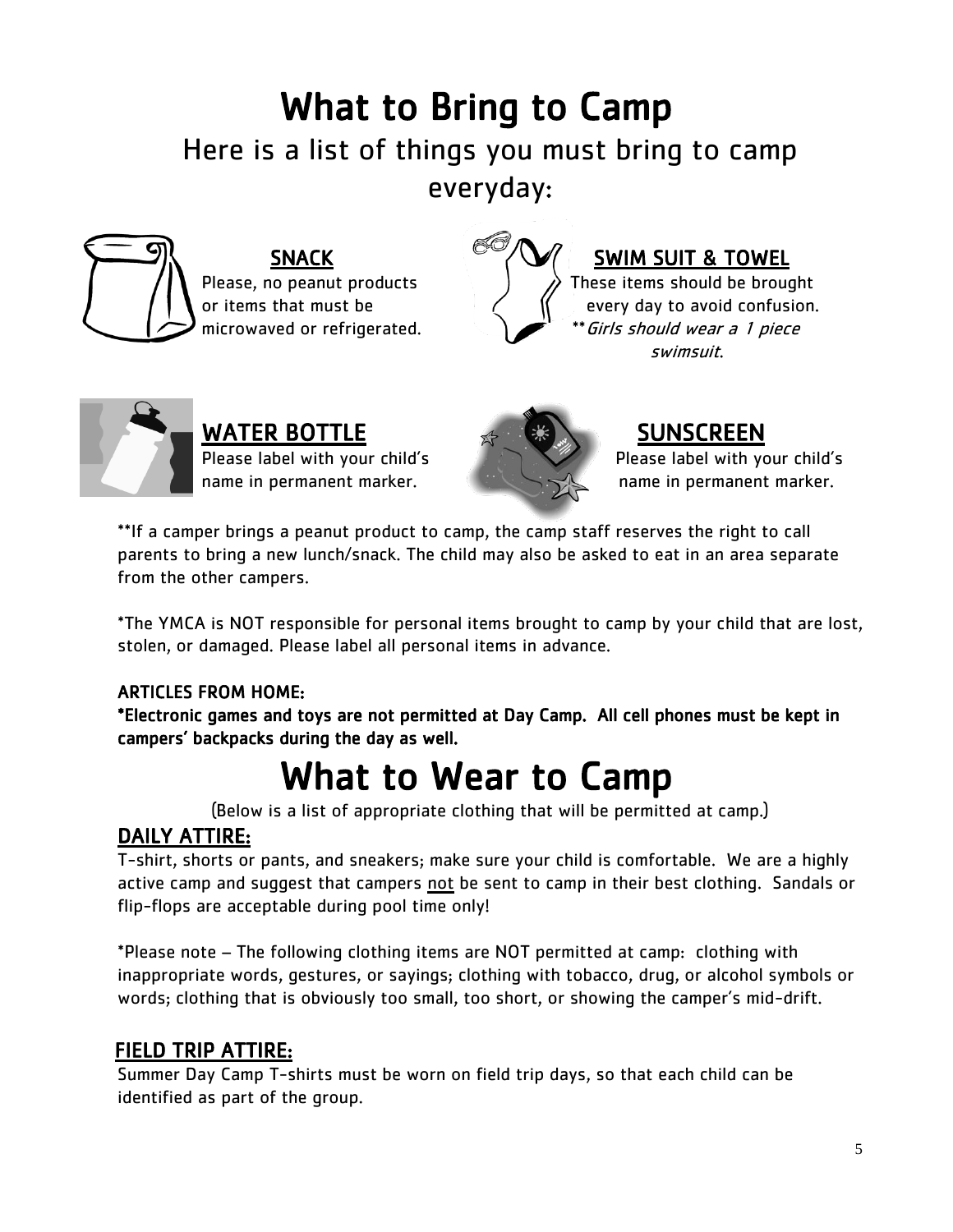# What to Bring to Camp

## Here is a list of things you must bring to camp everyday:

### SNACK

Please, no peanut products or items that must be microwaved or refrigerated.

### SWIM SUIT & TOWEL

These items should be brought every day to avoid confusion.
***Girls should wear a 1 piece swimsuit.*

### WATER BOTTLE

Please label with your child's name in permanent marker.

### SUNSCREEN

Please label with your child's name in permanent marker.

**If a camper brings a peanut product to camp, the camp staff reserves the right to call parents to bring a new lunch/snack. The child may also be asked to eat in an area separate from the other campers.

*The YMCA is NOT responsible for personal items brought to camp by your child that are lost, stolen, or damaged. Please label all personal items in advance.

**ARTICLES FROM HOME:**

***Electronic games and toys are not permitted at Day Camp. All cell phones must be kept in campers' backpacks during the day as well.**

# What to Wear to Camp

(Below is a list of appropriate clothing that will be permitted at camp.)

### DAILY ATTIRE:

T-shirt, shorts or pants, and sneakers; make sure your child is comfortable. We are a highly active camp and suggest that campers not be sent to camp in their best clothing. Sandals or flip-flops are acceptable during pool time only!

*Please note – The following clothing items are NOT permitted at camp: clothing with inappropriate words, gestures, or sayings; clothing with tobacco, drug, or alcohol symbols or words; clothing that is obviously too small, too short, or showing the camper's mid-drift.

### FIELD TRIP ATTIRE:

Summer Day Camp T-shirts must be worn on field trip days, so that each child can be identified as part of the group.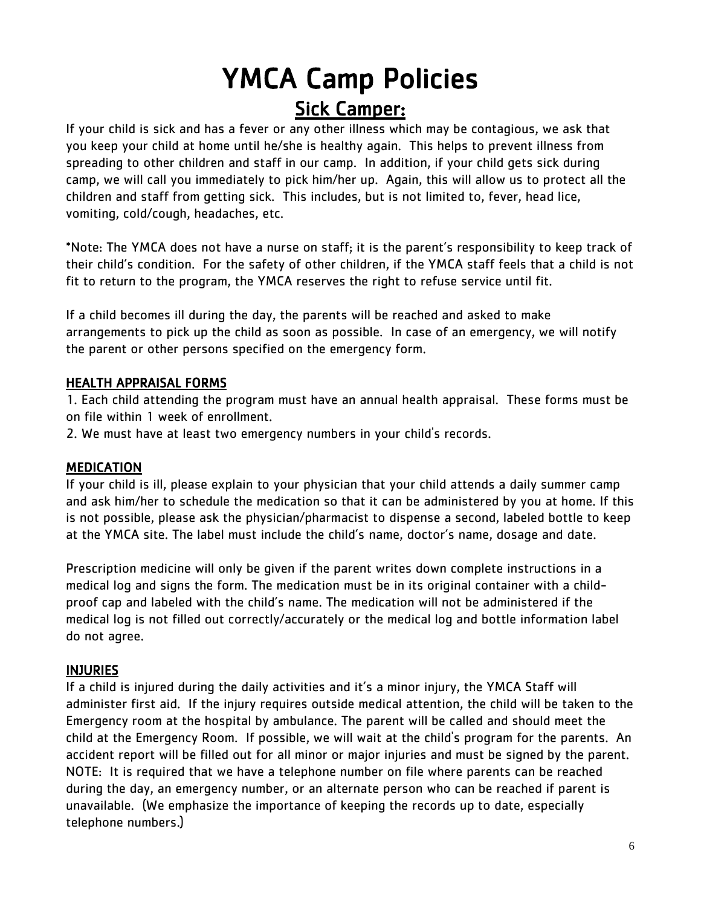# YMCA Camp Policies

## Sick Camper:

If your child is sick and has a fever or any other illness which may be contagious, we ask that you keep your child at home until he/she is healthy again. This helps to prevent illness from spreading to other children and staff in our camp. In addition, if your child gets sick during camp, we will call you immediately to pick him/her up. Again, this will allow us to protect all the children and staff from getting sick. This includes, but is not limited to, fever, head lice, vomiting, cold/cough, headaches, etc.

*Note: The YMCA does not have a nurse on staff; it is the parent's responsibility to keep track of their child's condition. For the safety of other children, if the YMCA staff feels that a child is not fit to return to the program, the YMCA reserves the right to refuse service until fit.

If a child becomes ill during the day, the parents will be reached and asked to make arrangements to pick up the child as soon as possible. In case of an emergency, we will notify the parent or other persons specified on the emergency form.

### HEALTH APPRAISAL FORMS

1. Each child attending the program must have an annual health appraisal. These forms must be on file within 1 week of enrollment.
2. We must have at least two emergency numbers in your child's records.

### MEDICATION

If your child is ill, please explain to your physician that your child attends a daily summer camp and ask him/her to schedule the medication so that it can be administered by you at home. If this is not possible, please ask the physician/pharmacist to dispense a second, labeled bottle to keep at the YMCA site. The label must include the child's name, doctor's name, dosage and date.

Prescription medicine will only be given if the parent writes down complete instructions in a medical log and signs the form. The medication must be in its original container with a child-proof cap and labeled with the child's name. The medication will not be administered if the medical log is not filled out correctly/accurately or the medical log and bottle information label do not agree.

### INJURIES

If a child is injured during the daily activities and it's a minor injury, the YMCA Staff will administer first aid. If the injury requires outside medical attention, the child will be taken to the Emergency room at the hospital by ambulance. The parent will be called and should meet the child at the Emergency Room. If possible, we will wait at the child's program for the parents. An accident report will be filled out for all minor or major injuries and must be signed by the parent. NOTE: It is required that we have a telephone number on file where parents can be reached during the day, an emergency number, or an alternate person who can be reached if parent is unavailable. (We emphasize the importance of keeping the records up to date, especially telephone numbers.)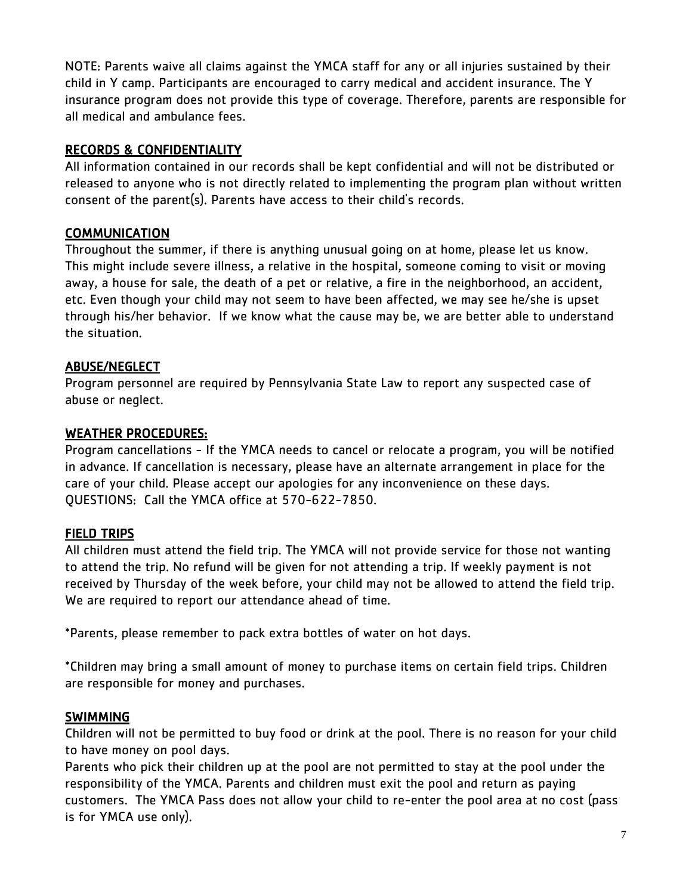NOTE: Parents waive all claims against the YMCA staff for any or all injuries sustained by their child in Y camp. Participants are encouraged to carry medical and accident insurance. The Y insurance program does not provide this type of coverage. Therefore, parents are responsible for all medical and ambulance fees.

## RECORDS & CONFIDENTIALITY

All information contained in our records shall be kept confidential and will not be distributed or released to anyone who is not directly related to implementing the program plan without written consent of the parent(s). Parents have access to their child's records.

## COMMUNICATION

Throughout the summer, if there is anything unusual going on at home, please let us know. This might include severe illness, a relative in the hospital, someone coming to visit or moving away, a house for sale, the death of a pet or relative, a fire in the neighborhood, an accident, etc. Even though your child may not seem to have been affected, we may see he/she is upset through his/her behavior. If we know what the cause may be, we are better able to understand the situation.

## ABUSE/NEGLECT

Program personnel are required by Pennsylvania State Law to report any suspected case of abuse or neglect.

## WEATHER PROCEDURES:

Program cancellations - If the YMCA needs to cancel or relocate a program, you will be notified in advance. If cancellation is necessary, please have an alternate arrangement in place for the care of your child. Please accept our apologies for any inconvenience on these days.
QUESTIONS: Call the YMCA office at 570-622-7850.

## FIELD TRIPS

All children must attend the field trip. The YMCA will not provide service for those not wanting to attend the trip. No refund will be given for not attending a trip. If weekly payment is not received by Thursday of the week before, your child may not be allowed to attend the field trip. We are required to report our attendance ahead of time.

*Parents, please remember to pack extra bottles of water on hot days.

*Children may bring a small amount of money to purchase items on certain field trips. Children are responsible for money and purchases.

## SWIMMING

Children will not be permitted to buy food or drink at the pool. There is no reason for your child to have money on pool days.

Parents who pick their children up at the pool are not permitted to stay at the pool under the responsibility of the YMCA. Parents and children must exit the pool and return as paying customers. The YMCA Pass does not allow your child to re-enter the pool area at no cost (pass is for YMCA use only).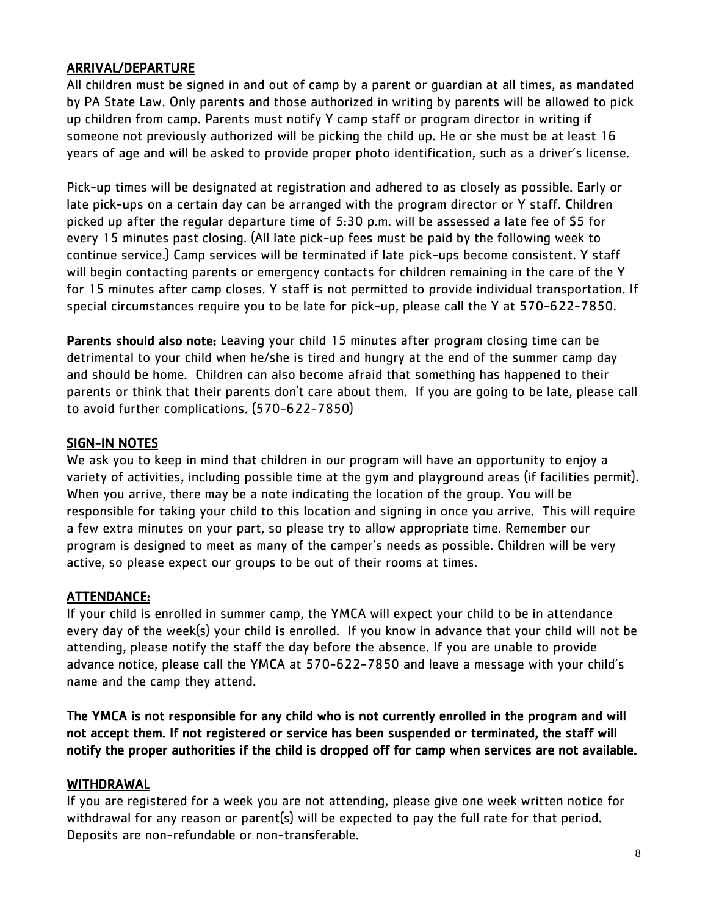## ARRIVAL/DEPARTURE

All children must be signed in and out of camp by a parent or guardian at all times, as mandated by PA State Law. Only parents and those authorized in writing by parents will be allowed to pick up children from camp. Parents must notify Y camp staff or program director in writing if someone not previously authorized will be picking the child up. He or she must be at least 16 years of age and will be asked to provide proper photo identification, such as a driver's license.

Pick-up times will be designated at registration and adhered to as closely as possible. Early or late pick-ups on a certain day can be arranged with the program director or Y staff. Children picked up after the regular departure time of 5:30 p.m. will be assessed a late fee of $5 for every 15 minutes past closing. (All late pick-up fees must be paid by the following week to continue service.) Camp services will be terminated if late pick-ups become consistent. Y staff will begin contacting parents or emergency contacts for children remaining in the care of the Y for 15 minutes after camp closes. Y staff is not permitted to provide individual transportation. If special circumstances require you to be late for pick-up, please call the Y at 570-622-7850.

**Parents should also note:** Leaving your child 15 minutes after program closing time can be detrimental to your child when he/she is tired and hungry at the end of the summer camp day and should be home. Children can also become afraid that something has happened to their parents or think that their parents don't care about them. If you are going to be late, please call to avoid further complications. (570-622-7850)

## SIGN-IN NOTES

We ask you to keep in mind that children in our program will have an opportunity to enjoy a variety of activities, including possible time at the gym and playground areas (if facilities permit). When you arrive, there may be a note indicating the location of the group. You will be responsible for taking your child to this location and signing in once you arrive. This will require a few extra minutes on your part, so please try to allow appropriate time. Remember our program is designed to meet as many of the camper's needs as possible. Children will be very active, so please expect our groups to be out of their rooms at times.

## ATTENDANCE:

If your child is enrolled in summer camp, the YMCA will expect your child to be in attendance every day of the week(s) your child is enrolled. If you know in advance that your child will not be attending, please notify the staff the day before the absence. If you are unable to provide advance notice, please call the YMCA at 570-622-7850 and leave a message with your child's name and the camp they attend.

**The YMCA is not responsible for any child who is not currently enrolled in the program and will not accept them. If not registered or service has been suspended or terminated, the staff will notify the proper authorities if the child is dropped off for camp when services are not available.**

## WITHDRAWAL

If you are registered for a week you are not attending, please give one week written notice for withdrawal for any reason or parent(s) will be expected to pay the full rate for that period. Deposits are non-refundable or non-transferable.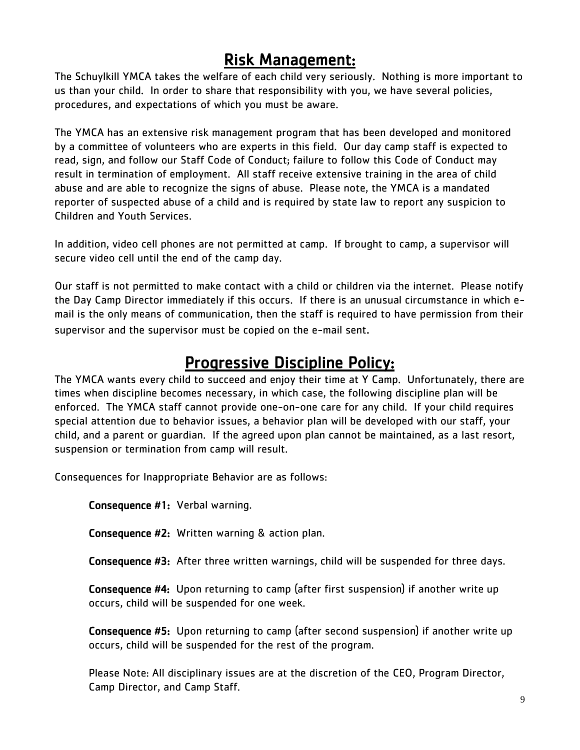# Risk Management:

The Schuylkill YMCA takes the welfare of each child very seriously. Nothing is more important to us than your child. In order to share that responsibility with you, we have several policies, procedures, and expectations of which you must be aware.

The YMCA has an extensive risk management program that has been developed and monitored by a committee of volunteers who are experts in this field. Our day camp staff is expected to read, sign, and follow our Staff Code of Conduct; failure to follow this Code of Conduct may result in termination of employment. All staff receive extensive training in the area of child abuse and are able to recognize the signs of abuse. Please note, the YMCA is a mandated reporter of suspected abuse of a child and is required by state law to report any suspicion to Children and Youth Services.

In addition, video cell phones are not permitted at camp. If brought to camp, a supervisor will secure video cell until the end of the camp day.

Our staff is not permitted to make contact with a child or children via the internet. Please notify the Day Camp Director immediately if this occurs. If there is an unusual circumstance in which e-mail is the only means of communication, then the staff is required to have permission from their supervisor and the supervisor must be copied on the e-mail sent.

# Progressive Discipline Policy:

The YMCA wants every child to succeed and enjoy their time at Y Camp. Unfortunately, there are times when discipline becomes necessary, in which case, the following discipline plan will be enforced. The YMCA staff cannot provide one-on-one care for any child. If your child requires special attention due to behavior issues, a behavior plan will be developed with our staff, your child, and a parent or guardian. If the agreed upon plan cannot be maintained, as a last resort, suspension or termination from camp will result.

Consequences for Inappropriate Behavior are as follows:

**Consequence #1:** Verbal warning.

**Consequence #2:** Written warning & action plan.

**Consequence #3:** After three written warnings, child will be suspended for three days.

**Consequence #4:** Upon returning to camp (after first suspension) if another write up occurs, child will be suspended for one week.

**Consequence #5:** Upon returning to camp (after second suspension) if another write up occurs, child will be suspended for the rest of the program.

Please Note: All disciplinary issues are at the discretion of the CEO, Program Director, Camp Director, and Camp Staff.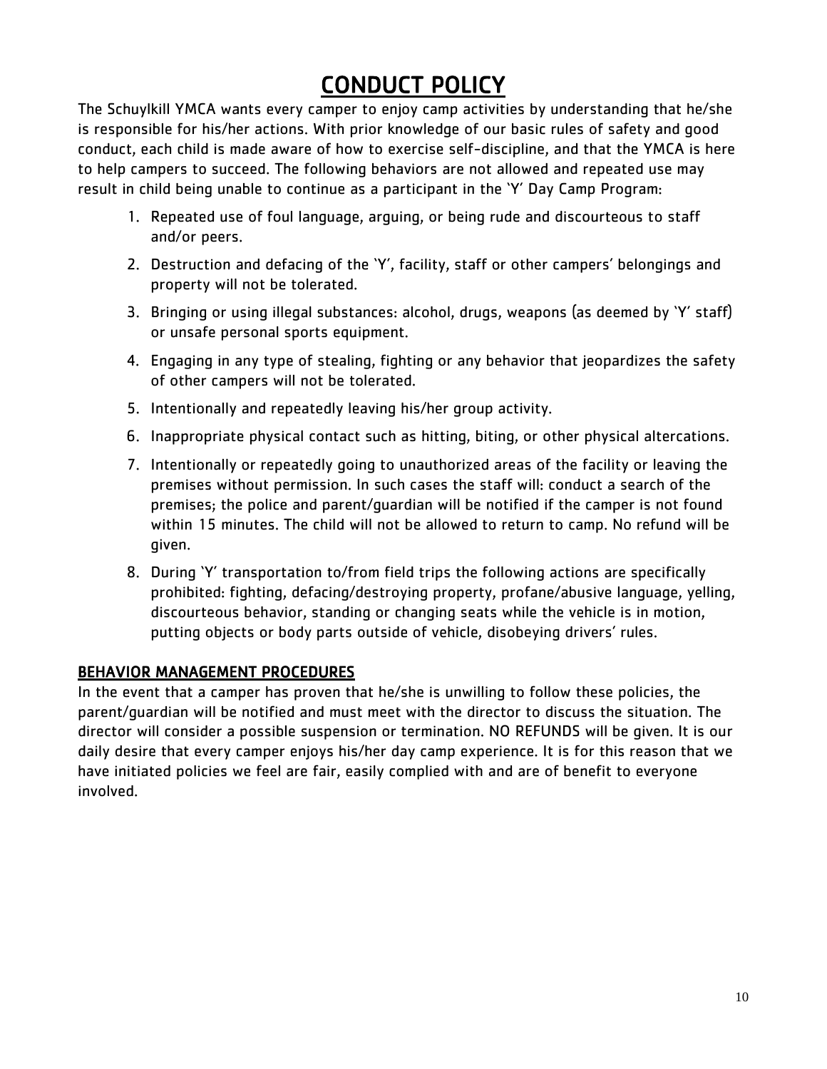# CONDUCT POLICY

The Schuylkill YMCA wants every camper to enjoy camp activities by understanding that he/she is responsible for his/her actions. With prior knowledge of our basic rules of safety and good conduct, each child is made aware of how to exercise self-discipline, and that the YMCA is here to help campers to succeed. The following behaviors are not allowed and repeated use may result in child being unable to continue as a participant in the 'Y' Day Camp Program:

1. Repeated use of foul language, arguing, or being rude and discourteous to staff and/or peers.
2. Destruction and defacing of the 'Y', facility, staff or other campers' belongings and property will not be tolerated.
3. Bringing or using illegal substances: alcohol, drugs, weapons (as deemed by 'Y' staff) or unsafe personal sports equipment.
4. Engaging in any type of stealing, fighting or any behavior that jeopardizes the safety of other campers will not be tolerated.
5. Intentionally and repeatedly leaving his/her group activity.
6. Inappropriate physical contact such as hitting, biting, or other physical altercations.
7. Intentionally or repeatedly going to unauthorized areas of the facility or leaving the premises without permission. In such cases the staff will: conduct a search of the premises; the police and parent/guardian will be notified if the camper is not found within 15 minutes. The child will not be allowed to return to camp. No refund will be given.
8. During 'Y' transportation to/from field trips the following actions are specifically prohibited: fighting, defacing/destroying property, profane/abusive language, yelling, discourteous behavior, standing or changing seats while the vehicle is in motion, putting objects or body parts outside of vehicle, disobeying drivers' rules.

## BEHAVIOR MANAGEMENT PROCEDURES

In the event that a camper has proven that he/she is unwilling to follow these policies, the parent/guardian will be notified and must meet with the director to discuss the situation. The director will consider a possible suspension or termination. NO REFUNDS will be given. It is our daily desire that every camper enjoys his/her day camp experience. It is for this reason that we have initiated policies we feel are fair, easily complied with and are of benefit to everyone involved.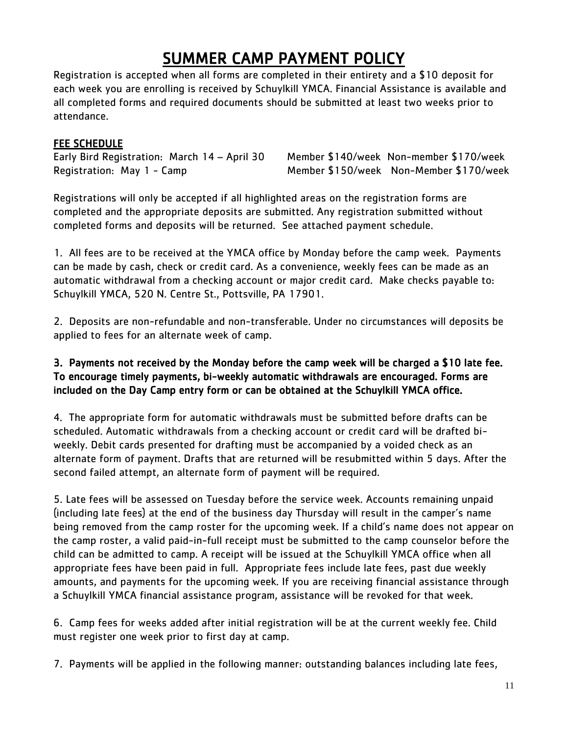# SUMMER CAMP PAYMENT POLICY

Registration is accepted when all forms are completed in their entirety and a $10 deposit for each week you are enrolling is received by Schuylkill YMCA. Financial Assistance is available and all completed forms and required documents should be submitted at least two weeks prior to attendance.

## FEE SCHEDULE

| | | |
|---|---|---|
| Early Bird Registration: March 14 – April 30 | Member $140/week | Non-member $170/week |
| Registration: May 1 - Camp | Member $150/week | Non-Member $170/week |

Registrations will only be accepted if all highlighted areas on the registration forms are completed and the appropriate deposits are submitted. Any registration submitted without completed forms and deposits will be returned. See attached payment schedule.

1. All fees are to be received at the YMCA office by Monday before the camp week. Payments can be made by cash, check or credit card. As a convenience, weekly fees can be made as an automatic withdrawal from a checking account or major credit card. Make checks payable to: Schuylkill YMCA, 520 N. Centre St., Pottsville, PA 17901.

2. Deposits are non-refundable and non-transferable. Under no circumstances will deposits be applied to fees for an alternate week of camp.

**3. Payments not received by the Monday before the camp week will be charged a $10 late fee. To encourage timely payments, bi-weekly automatic withdrawals are encouraged. Forms are included on the Day Camp entry form or can be obtained at the Schuylkill YMCA office.**

4. The appropriate form for automatic withdrawals must be submitted before drafts can be scheduled. Automatic withdrawals from a checking account or credit card will be drafted bi-weekly. Debit cards presented for drafting must be accompanied by a voided check as an alternate form of payment. Drafts that are returned will be resubmitted within 5 days. After the second failed attempt, an alternate form of payment will be required.

5. Late fees will be assessed on Tuesday before the service week. Accounts remaining unpaid (including late fees) at the end of the business day Thursday will result in the camper's name being removed from the camp roster for the upcoming week. If a child's name does not appear on the camp roster, a valid paid-in-full receipt must be submitted to the camp counselor before the child can be admitted to camp. A receipt will be issued at the Schuylkill YMCA office when all appropriate fees have been paid in full. Appropriate fees include late fees, past due weekly amounts, and payments for the upcoming week. If you are receiving financial assistance through a Schuylkill YMCA financial assistance program, assistance will be revoked for that week.

6. Camp fees for weeks added after initial registration will be at the current weekly fee. Child must register one week prior to first day at camp.

7. Payments will be applied in the following manner: outstanding balances including late fees,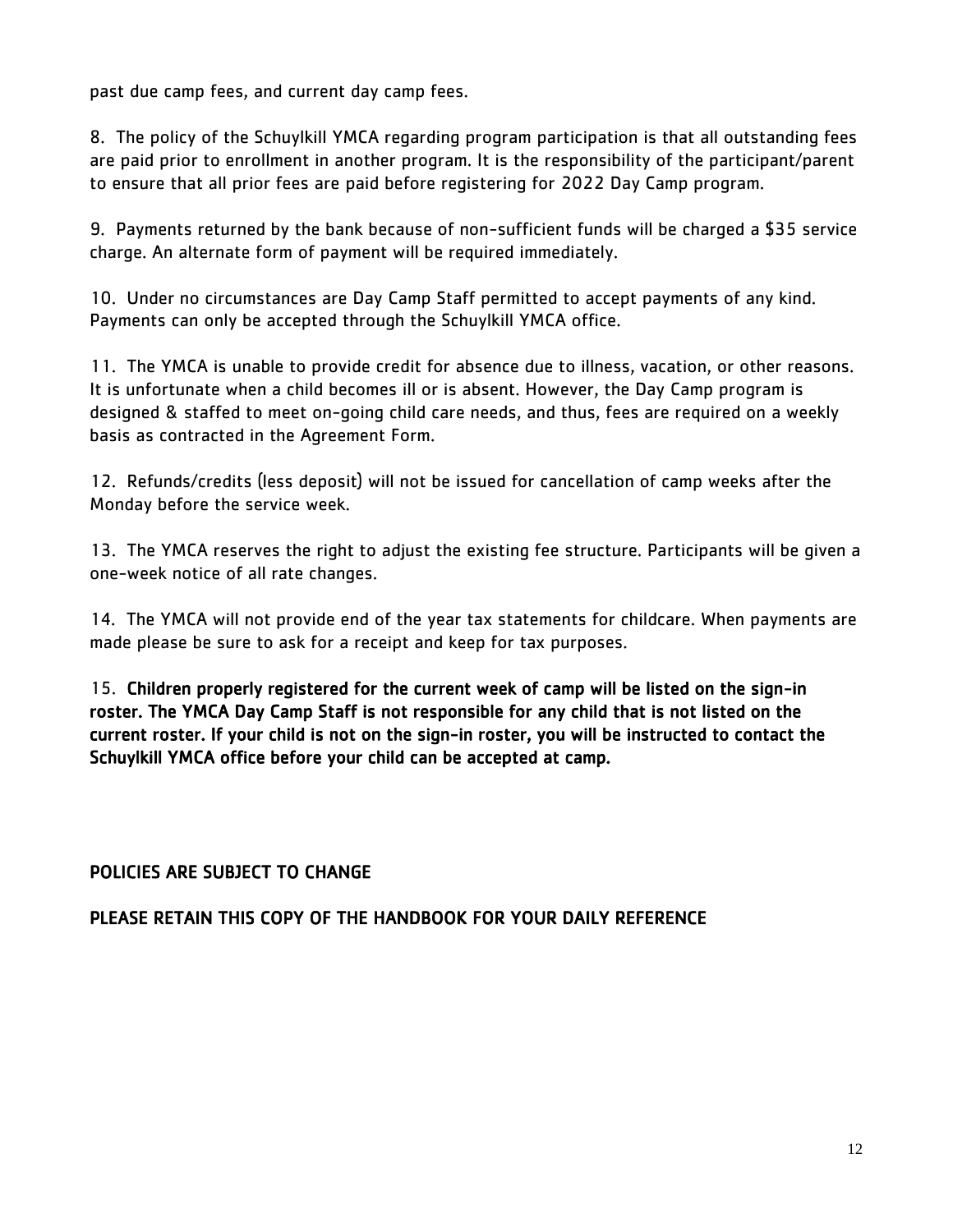past due camp fees, and current day camp fees.

8. The policy of the Schuylkill YMCA regarding program participation is that all outstanding fees are paid prior to enrollment in another program. It is the responsibility of the participant/parent to ensure that all prior fees are paid before registering for 2022 Day Camp program.

9. Payments returned by the bank because of non-sufficient funds will be charged a $35 service charge. An alternate form of payment will be required immediately.

10. Under no circumstances are Day Camp Staff permitted to accept payments of any kind. Payments can only be accepted through the Schuylkill YMCA office.

11. The YMCA is unable to provide credit for absence due to illness, vacation, or other reasons. It is unfortunate when a child becomes ill or is absent. However, the Day Camp program is designed & staffed to meet on-going child care needs, and thus, fees are required on a weekly basis as contracted in the Agreement Form.

12. Refunds/credits (less deposit) will not be issued for cancellation of camp weeks after the Monday before the service week.

13. The YMCA reserves the right to adjust the existing fee structure. Participants will be given a one-week notice of all rate changes.

14. The YMCA will not provide end of the year tax statements for childcare. When payments are made please be sure to ask for a receipt and keep for tax purposes.

15. **Children properly registered for the current week of camp will be listed on the sign-in roster. The YMCA Day Camp Staff is not responsible for any child that is not listed on the current roster. If your child is not on the sign-in roster, you will be instructed to contact the Schuylkill YMCA office before your child can be accepted at camp.**

**POLICIES ARE SUBJECT TO CHANGE**

**PLEASE RETAIN THIS COPY OF THE HANDBOOK FOR YOUR DAILY REFERENCE**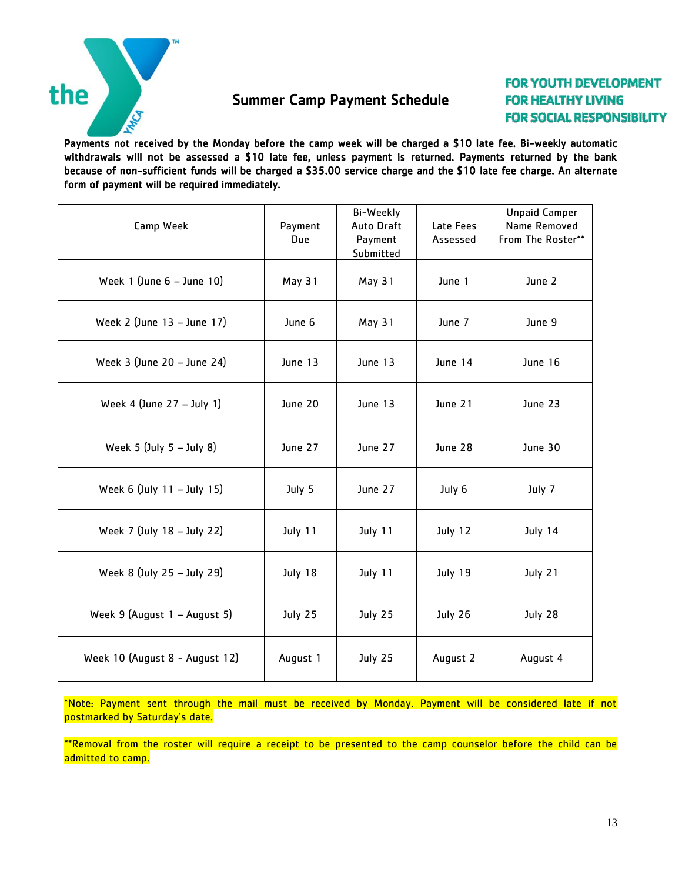# Summer Camp Payment Schedule

FOR YOUTH DEVELOPMENT
FOR HEALTHY LIVING
FOR SOCIAL RESPONSIBILITY

**Payments not received by the Monday before the camp week will be charged a $10 late fee. Bi-weekly automatic withdrawals will not be assessed a $10 late fee, unless payment is returned. Payments returned by the bank because of non-sufficient funds will be charged a $35.00 service charge and the $10 late fee charge. An alternate form of payment will be required immediately.**

| Camp Week | Payment Due | Bi-Weekly Auto Draft Payment Submitted | Late Fees Assessed | Unpaid Camper Name Removed From The Roster** |
|---|---|---|---|---|
| Week 1 (June 6 – June 10) | May 31 | May 31 | June 1 | June 2 |
| Week 2 (June 13 – June 17) | June 6 | May 31 | June 7 | June 9 |
| Week 3 (June 20 – June 24) | June 13 | June 13 | June 14 | June 16 |
| Week 4 (June 27 – July 1) | June 20 | June 13 | June 21 | June 23 |
| Week 5 (July 5 – July 8) | June 27 | June 27 | June 28 | June 30 |
| Week 6 (July 11 – July 15) | July 5 | June 27 | July 6 | July 7 |
| Week 7 (July 18 – July 22) | July 11 | July 11 | July 12 | July 14 |
| Week 8 (July 25 – July 29) | July 18 | July 11 | July 19 | July 21 |
| Week 9 (August 1 – August 5) | July 25 | July 25 | July 26 | July 28 |
| Week 10 (August 8 - August 12) | August 1 | July 25 | August 2 | August 4 |

*Note: Payment sent through the mail must be received by Monday. Payment will be considered late if not postmarked by Saturday's date.

**Removal from the roster will require a receipt to be presented to the camp counselor before the child can be admitted to camp.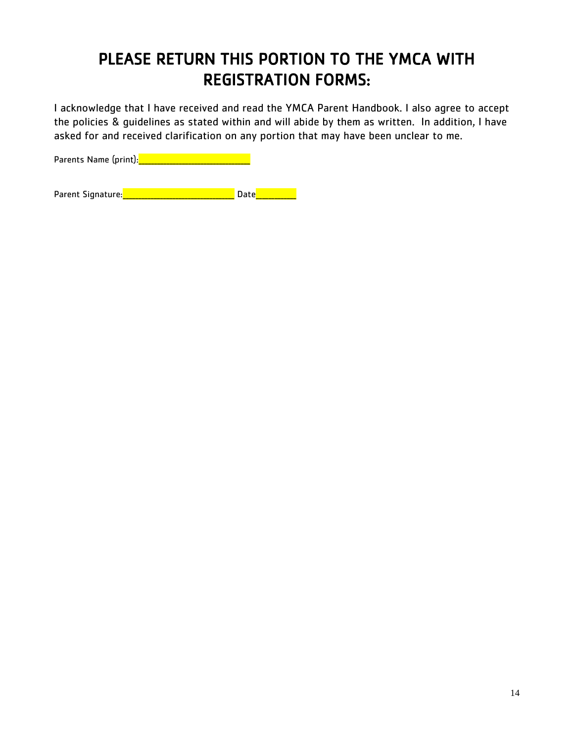# PLEASE RETURN THIS PORTION TO THE YMCA WITH REGISTRATION FORMS:

I acknowledge that I have received and read the YMCA Parent Handbook. I also agree to accept the policies & guidelines as stated within and will abide by them as written. In addition, I have asked for and received clarification on any portion that may have been unclear to me.

Parents Name (print):_________________________

Parent Signature:_________________________ Date_________